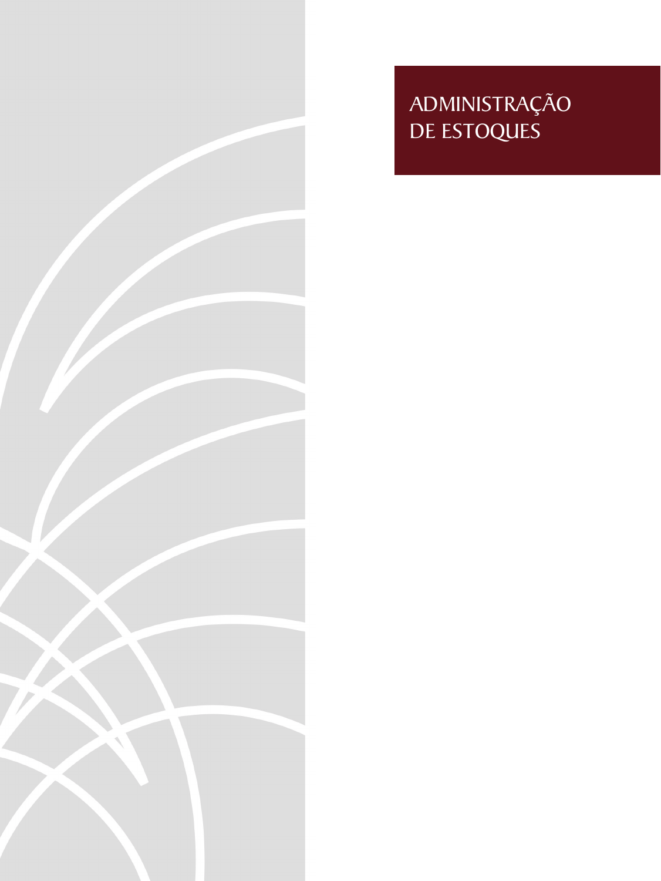# ADMINISTRAÇÃO DE ESTOQUES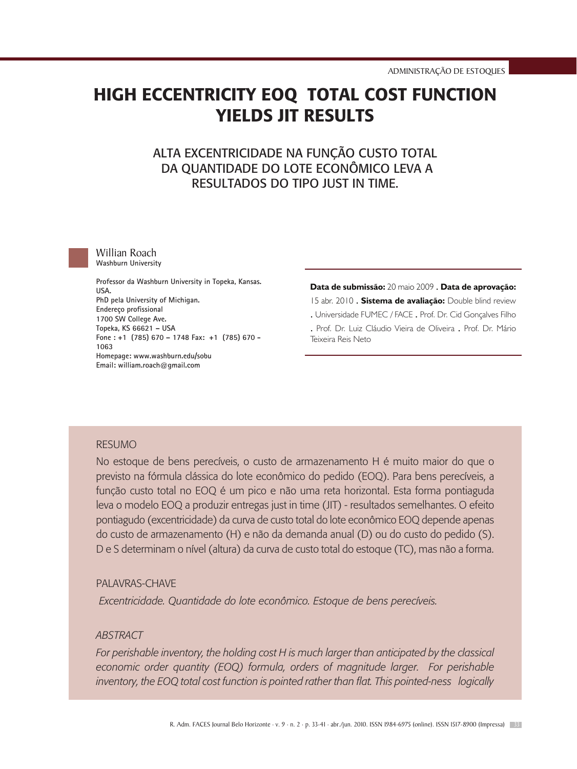ADMINISTRAÇÃO DE ESTOQUES

# HIGH ECCENTRICITY EOQ TOTAL COST FUNCTION YIELDS JIT RESULTS

## ALTA EXCENTRICIDADE NA FUNÇÃO CUSTO TOTAL DA QUANTIDADE DO LOTE ECONÔMICO LEVA A RESULTADOS DO TIPO JUST IN TIME.

Willian Roach
**Washburn University**

Professor da Washburn University in Topeka, Kansas. USA.
PhD pela University of Michigan.
Endereço profissional
1700 SW College Ave.
Topeka, KS 66621 – USA
Fone : +1 (785) 670 – 1748 Fax: +1 (785) 670 - 1063
Homepage: www.washburn.edu/sobu
Email: william.roach@gmail.com

**Data de submissão:** 20 maio 2009 . **Data de aprovação:** 15 abr. 2010 . **Sistema de avaliação:** Double blind review . Universidade FUMEC / FACE . Prof. Dr. Cid Gonçalves Filho . Prof. Dr. Luiz Cláudio Vieira de Oliveira . Prof. Dr. Mário Teixeira Reis Neto

### RESUMO

No estoque de bens perecíveis, o custo de armazenamento H é muito maior do que o previsto na fórmula clássica do lote econômico do pedido (EOQ). Para bens perecíveis, a função custo total no EOQ é um pico e não uma reta horizontal. Esta forma pontiaguda leva o modelo EOQ a produzir entregas just in time (JIT) - resultados semelhantes. O efeito pontiagudo (excentricidade) da curva de custo total do lote econômico EOQ depende apenas do custo de armazenamento (H) e não da demanda anual (D) ou do custo do pedido (S). D e S determinam o nível (altura) da curva de custo total do estoque (TC), mas não a forma.

### PALAVRAS-CHAVE

*Excentricidade. Quantidade do lote econômico. Estoque de bens perecíveis.*

### *ABSTRACT*

*For perishable inventory, the holding cost H is much larger than anticipated by the classical economic order quantity (EOQ) formula, orders of magnitude larger. For perishable inventory, the EOQ total cost function is pointed rather than flat. This pointed-ness logically*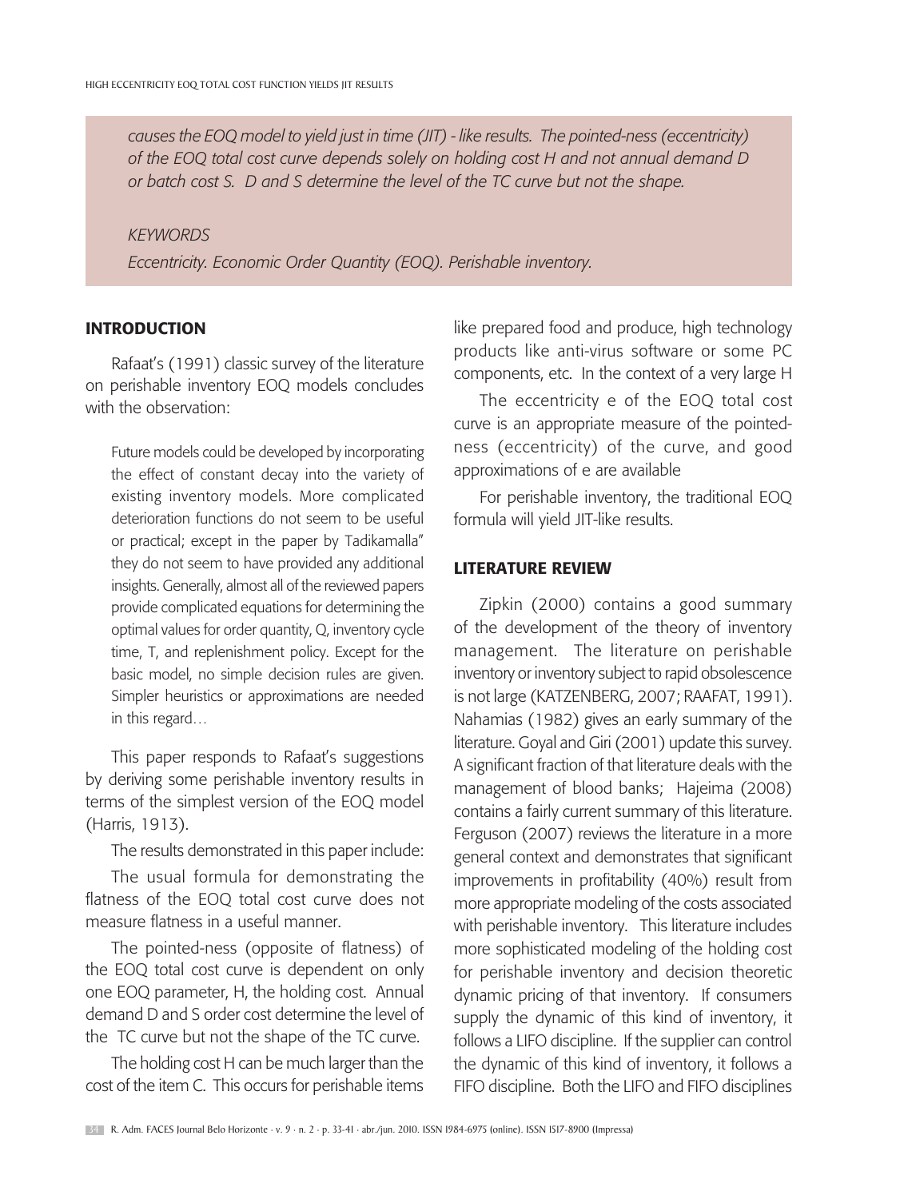*causes the EOQ model to yield just in time (JIT) - like results. The pointed-ness (eccentricity) of the EOQ total cost curve depends solely on holding cost H and not annual demand D or batch cost S. D and S determine the level of the TC curve but not the shape.*

*KEYWORDS*

*Eccentricity. Economic Order Quantity (EOQ). Perishable inventory.*

## INTRODUCTION

Rafaat's (1991) classic survey of the literature on perishable inventory EOQ models concludes with the observation:

> Future models could be developed by incorporating the effect of constant decay into the variety of existing inventory models. More complicated deterioration functions do not seem to be useful or practical; except in the paper by Tadikamalla" they do not seem to have provided any additional insights. Generally, almost all of the reviewed papers provide complicated equations for determining the optimal values for order quantity, Q, inventory cycle time, T, and replenishment policy. Except for the basic model, no simple decision rules are given. Simpler heuristics or approximations are needed in this regard…

This paper responds to Rafaat's suggestions by deriving some perishable inventory results in terms of the simplest version of the EOQ model (Harris, 1913).

The results demonstrated in this paper include:

The usual formula for demonstrating the flatness of the EOQ total cost curve does not measure flatness in a useful manner.

The pointed-ness (opposite of flatness) of the EOQ total cost curve is dependent on only one EOQ parameter, H, the holding cost. Annual demand D and S order cost determine the level of the TC curve but not the shape of the TC curve.

The holding cost H can be much larger than the cost of the item C. This occurs for perishable items like prepared food and produce, high technology products like anti-virus software or some PC components, etc. In the context of a very large H

The eccentricity e of the EOQ total cost curve is an appropriate measure of the pointed-ness (eccentricity) of the curve, and good approximations of e are available

For perishable inventory, the traditional EOQ formula will yield JIT-like results.

## LITERATURE REVIEW

Zipkin (2000) contains a good summary of the development of the theory of inventory management. The literature on perishable inventory or inventory subject to rapid obsolescence is not large (KATZENBERG, 2007; RAAFAT, 1991). Nahamias (1982) gives an early summary of the literature. Goyal and Giri (2001) update this survey. A significant fraction of that literature deals with the management of blood banks; Hajeima (2008) contains a fairly current summary of this literature. Ferguson (2007) reviews the literature in a more general context and demonstrates that significant improvements in profitability (40%) result from more appropriate modeling of the costs associated with perishable inventory. This literature includes more sophisticated modeling of the holding cost for perishable inventory and decision theoretic dynamic pricing of that inventory. If consumers supply the dynamic of this kind of inventory, it follows a LIFO discipline. If the supplier can control the dynamic of this kind of inventory, it follows a FIFO discipline. Both the LIFO and FIFO disciplines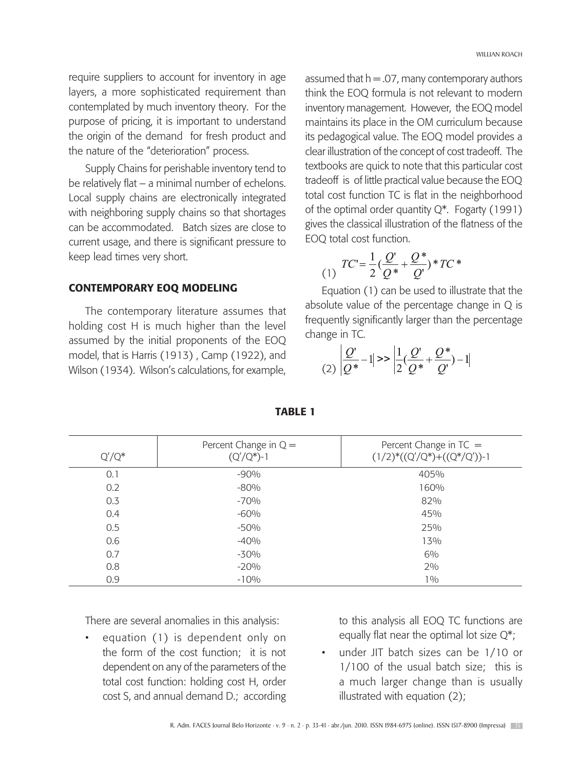require suppliers to account for inventory in age layers, a more sophisticated requirement than contemplated by much inventory theory. For the purpose of pricing, it is important to understand the origin of the demand for fresh product and the nature of the "deterioration" process.

Supply Chains for perishable inventory tend to be relatively flat – a minimal number of echelons. Local supply chains are electronically integrated with neighboring supply chains so that shortages can be accommodated. Batch sizes are close to current usage, and there is significant pressure to keep lead times very short.

## CONTEMPORARY EOQ MODELING

The contemporary literature assumes that holding cost H is much higher than the level assumed by the initial proponents of the EOQ model, that is Harris (1913) , Camp (1922), and Wilson (1934). Wilson's calculations, for example, assumed that $h = .07$, many contemporary authors think the EOQ formula is not relevant to modern inventory management. However, the EOQ model maintains its place in the OM curriculum because its pedagogical value. The EOQ model provides a clear illustration of the concept of cost tradeoff. The textbooks are quick to note that this particular cost tradeoff is of little practical value because the EOQ total cost function TC is flat in the neighborhood of the optimal order quantity Q*. Fogarty (1991) gives the classical illustration of the flatness of the EOQ total cost function.

$$(1) \quad TC' = \frac{1}{2}\left(\frac{Q'}{Q^*} + \frac{Q^*}{Q'}\right) * TC^*$$

Equation (1) can be used to illustrate that the absolute value of the percentage change in Q is frequently significantly larger than the percentage change in TC.

$$(2) \quad \left|\frac{Q'}{Q^*} - 1\right| >> \left|\frac{1}{2}\left(\frac{Q'}{Q^*} + \frac{Q^*}{Q'}\right) - 1\right|$$

**TABLE 1**

| Q'/Q* | Percent Change in Q = (Q'/Q*)-1 | Percent Change in TC = (1/2)*((Q'/Q*)+((Q*/Q'))-1 |
|---|---|---|
| 0.1 | -90% | 405% |
| 0.2 | -80% | 160% |
| 0.3 | -70% | 82% |
| 0.4 | -60% | 45% |
| 0.5 | -50% | 25% |
| 0.6 | -40% | 13% |
| 0.7 | -30% | 6% |
| 0.8 | -20% | 2% |
| 0.9 | -10% | 1% |

There are several anomalies in this analysis:

- equation (1) is dependent only on the form of the cost function; it is not dependent on any of the parameters of the total cost function: holding cost H, order cost S, and annual demand D.; according to this analysis all EOQ TC functions are equally flat near the optimal lot size Q*;
- under JIT batch sizes can be 1/10 or 1/100 of the usual batch size; this is a much larger change than is usually illustrated with equation (2);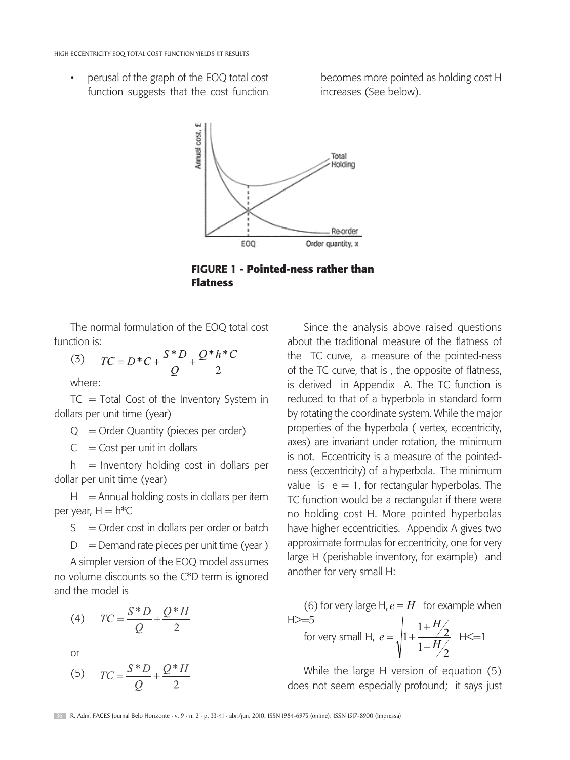- perusal of the graph of the EOQ total cost function suggests that the cost function becomes more pointed as holding cost H increases (See below).

Annual cost, £

Total

Holding

Re-order

EOQ

Order quantity, x

**FIGURE 1 - Pointed-ness rather than Flatness**

The normal formulation of the EOQ total cost function is:

$$(3) \quad TC = D*C + \frac{S*D}{Q} + \frac{Q*h*C}{2}$$

where:

TC = Total Cost of the Inventory System in dollars per unit time (year)

Q = Order Quantity (pieces per order)

C = Cost per unit in dollars

h = Inventory holding cost in dollars per dollar per unit time (year)

H = Annual holding costs in dollars per item per year, H = h*C

S = Order cost in dollars per order or batch

D = Demand rate pieces per unit time (year )

A simpler version of the EOQ model assumes no volume discounts so the C*D term is ignored and the model is

$$(4) \quad TC = \frac{S*D}{Q} + \frac{Q*H}{2}$$

or

$$(5) \quad TC = \frac{S*D}{Q} + \frac{Q*H}{2}$$

Since the analysis above raised questions about the traditional measure of the flatness of the TC curve, a measure of the pointed-ness of the TC curve, that is , the opposite of flatness, is derived in Appendix A. The TC function is reduced to that of a hyperbola in standard form by rotating the coordinate system. While the major properties of the hyperbola ( vertex, eccentricity, axes) are invariant under rotation, the minimum is not. Eccentricity is a measure of the pointed-ness (eccentricity) of a hyperbola. The minimum value is e = 1, for rectangular hyperbolas. The TC function would be a rectangular if there were no holding cost H. More pointed hyperbolas have higher eccentricities. Appendix A gives two approximate formulas for eccentricity, one for very large H (perishable inventory, for example) and another for very small H:

(6) for very large H, $e = H$ for example when H>=5

for very small H, $e = \sqrt{1 + \frac{1 + H/2}{1 - H/2}}$ H<=1

While the large H version of equation (5) does not seem especially profound; it says just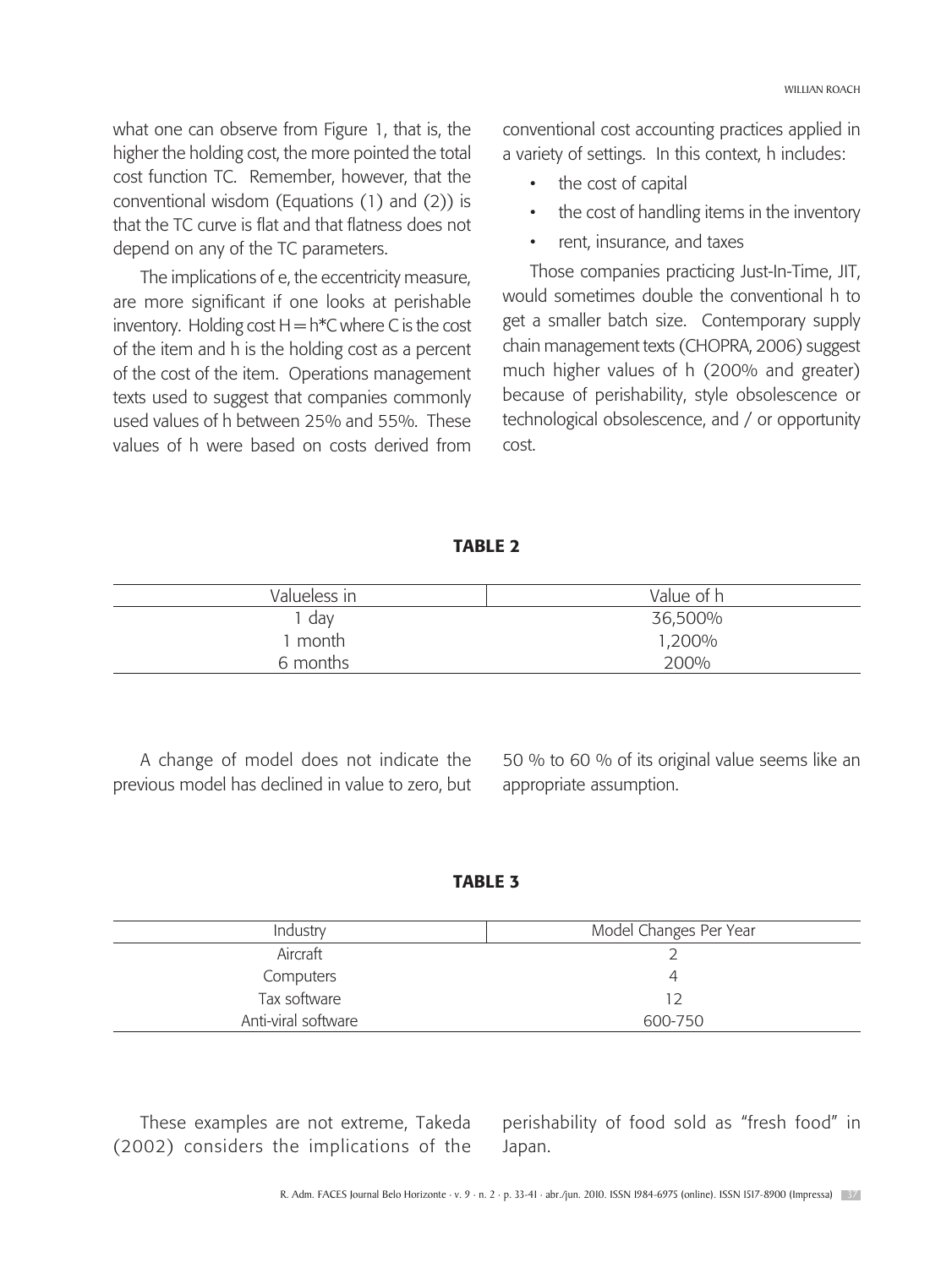what one can observe from Figure 1, that is, the higher the holding cost, the more pointed the total cost function TC. Remember, however, that the conventional wisdom (Equations (1) and (2)) is that the TC curve is flat and that flatness does not depend on any of the TC parameters.

The implications of e, the eccentricity measure, are more significant if one looks at perishable inventory. Holding cost $H = h*C$ where C is the cost of the item and h is the holding cost as a percent of the cost of the item. Operations management texts used to suggest that companies commonly used values of h between 25% and 55%. These values of h were based on costs derived from conventional cost accounting practices applied in a variety of settings. In this context, h includes:

- the cost of capital
- the cost of handling items in the inventory
- rent, insurance, and taxes

Those companies practicing Just-In-Time, JIT, would sometimes double the conventional h to get a smaller batch size. Contemporary supply chain management texts (CHOPRA, 2006) suggest much higher values of h (200% and greater) because of perishability, style obsolescence or technological obsolescence, and / or opportunity cost.

**TABLE 2**

| Valueless in | Value of h |
|---|---|
| 1 day | 36,500% |
| 1 month | 1,200% |
| 6 months | 200% |

A change of model does not indicate the previous model has declined in value to zero, but 50 % to 60 % of its original value seems like an appropriate assumption.

**TABLE 3**

| Industry | Model Changes Per Year |
|---|---|
| Aircraft | 2 |
| Computers | 4 |
| Tax software | 12 |
| Anti-viral software | 600-750 |

These examples are not extreme, Takeda (2002) considers the implications of the perishability of food sold as "fresh food" in Japan.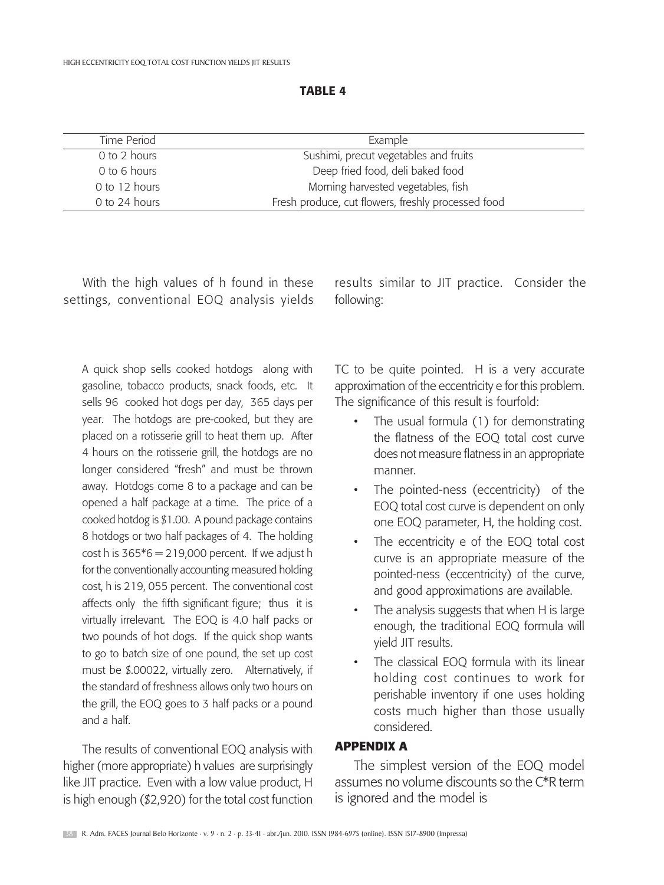**TABLE 4**

| Time Period | Example |
|---|---|
| 0 to 2 hours | Sushimi, precut vegetables and fruits |
| 0 to 6 hours | Deep fried food, deli baked food |
| 0 to 12 hours | Morning harvested vegetables, fish |
| 0 to 24 hours | Fresh produce, cut flowers, freshly processed food |

With the high values of h found in these settings, conventional EOQ analysis yields results similar to JIT practice. Consider the following:

> A quick shop sells cooked hotdogs along with gasoline, tobacco products, snack foods, etc. It sells 96 cooked hot dogs per day, 365 days per year. The hotdogs are pre-cooked, but they are placed on a rotisserie grill to heat them up. After 4 hours on the rotisserie grill, the hotdogs are no longer considered "fresh" and must be thrown away. Hotdogs come 8 to a package and can be opened a half package at a time. The price of a cooked hotdog is $1.00. A pound package contains 8 hotdogs or two half packages of 4. The holding cost h is 365*6 = 219,000 percent. If we adjust h for the conventionally accounting measured holding cost, h is 219, 055 percent. The conventional cost affects only the fifth significant figure; thus it is virtually irrelevant. The EOQ is 4.0 half packs or two pounds of hot dogs. If the quick shop wants to go to batch size of one pound, the set up cost must be $.00022, virtually zero. Alternatively, if the standard of freshness allows only two hours on the grill, the EOQ goes to 3 half packs or a pound and a half.

The results of conventional EOQ analysis with higher (more appropriate) h values are surprisingly like JIT practice. Even with a low value product, H is high enough ($2,920) for the total cost function TC to be quite pointed. H is a very accurate approximation of the eccentricity e for this problem. The significance of this result is fourfold:

- The usual formula (1) for demonstrating the flatness of the EOQ total cost curve does not measure flatness in an appropriate manner.
- The pointed-ness (eccentricity) of the EOQ total cost curve is dependent on only one EOQ parameter, H, the holding cost.
- The eccentricity e of the EOQ total cost curve is an appropriate measure of the pointed-ness (eccentricity) of the curve, and good approximations are available.
- The analysis suggests that when H is large enough, the traditional EOQ formula will yield JIT results.
- The classical EOQ formula with its linear holding cost continues to work for perishable inventory if one uses holding costs much higher than those usually considered.

## APPENDIX A

The simplest version of the EOQ model assumes no volume discounts so the C*R term is ignored and the model is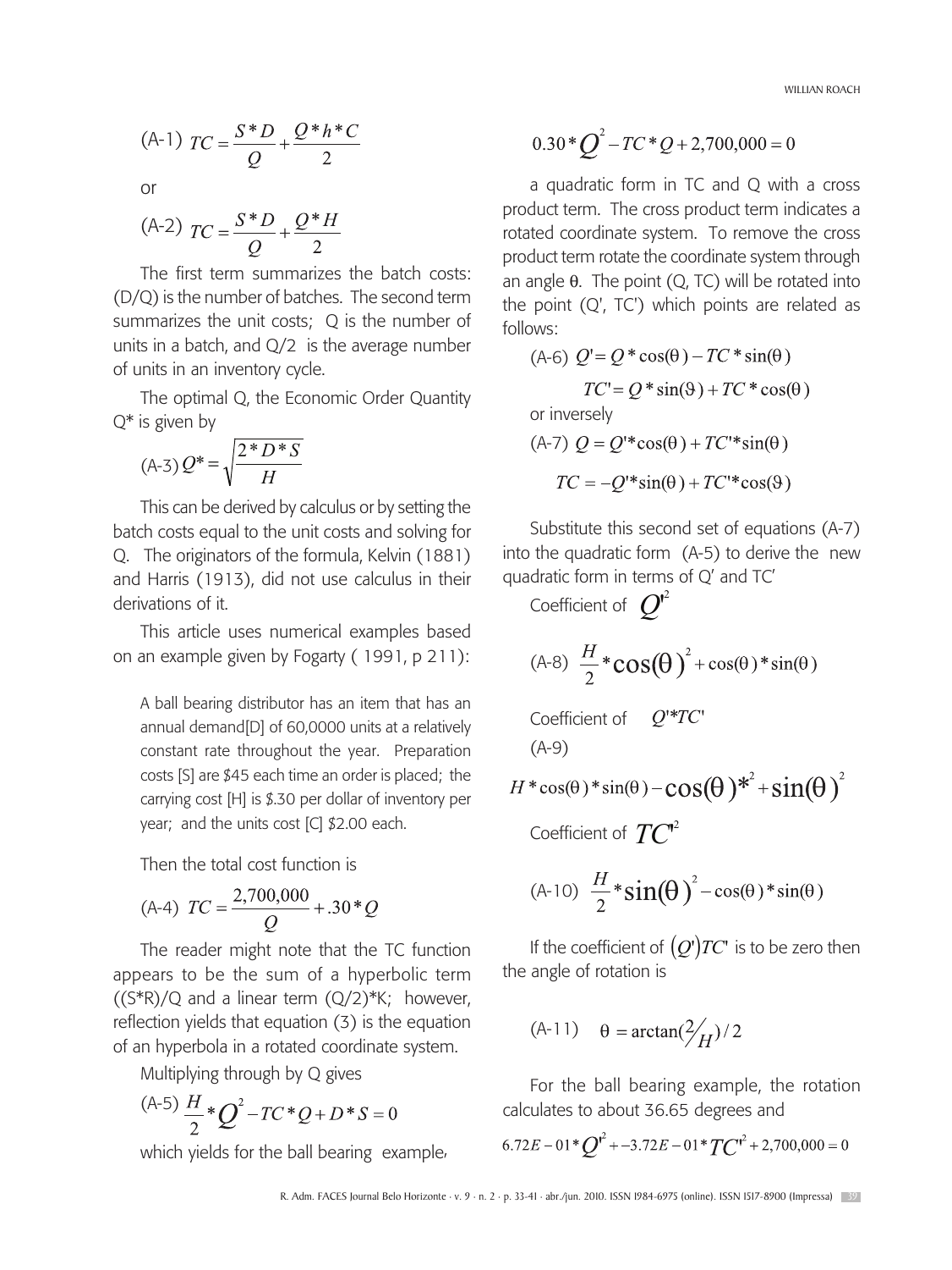(A-1) $TC = \frac{S*D}{Q} + \frac{Q*h*C}{2}$

or

(A-2) $TC = \frac{S*D}{Q} + \frac{Q*H}{2}$

The first term summarizes the batch costs: (D/Q) is the number of batches. The second term summarizes the unit costs; Q is the number of units in a batch, and Q/2 is the average number of units in an inventory cycle.

The optimal Q, the Economic Order Quantity Q* is given by

(A-3) $Q^* = \sqrt{\frac{2*D*S}{H}}$

This can be derived by calculus or by setting the batch costs equal to the unit costs and solving for Q. The originators of the formula, Kelvin (1881) and Harris (1913), did not use calculus in their derivations of it.

This article uses numerical examples based on an example given by Fogarty ( 1991, p 211):

> A ball bearing distributor has an item that has an annual demand[D] of 60,0000 units at a relatively constant rate throughout the year. Preparation costs [S] are $45 each time an order is placed; the carrying cost [H] is $.30 per dollar of inventory per year; and the units cost [C] $2.00 each.

Then the total cost function is

(A-4) $TC = \frac{2{,}700{,}000}{Q} + .30*Q$

The reader might note that the TC function appears to be the sum of a hyperbolic term ((S*R)/Q and a linear term (Q/2)*K; however, reflection yields that equation (3) is the equation of an hyperbola in a rotated coordinate system.

Multiplying through by Q gives

(A-5) $\frac{H}{2}*Q^2 - TC*Q + D*S = 0$

which yields for the ball bearing example,

$$0.30*Q^2 - TC*Q + 2{,}700{,}000 = 0$$

a quadratic form in TC and Q with a cross product term. The cross product term indicates a rotated coordinate system. To remove the cross product term rotate the coordinate system through an angle θ. The point (Q, TC) will be rotated into the point (Q', TC') which points are related as follows:

(A-6) $Q' = Q*\cos(\theta) - TC*\sin(\theta)$

$$TC' = Q*\sin(\vartheta) + TC*\cos(\theta)$$

or inversely

(A-7) $Q = Q'*\cos(\theta) + TC'*\sin(\theta)$

$$TC = -Q'*\sin(\theta) + TC'*\cos(\vartheta)$$

Substitute this second set of equations (A-7) into the quadratic form (A-5) to derive the new quadratic form in terms of Q' and TC'

Coefficient of $Q'^2$

(A-8) $\frac{H}{2}*\cos(\theta)^2 + \cos(\theta)*\sin(\theta)$

Coefficient of $Q'*TC'$

(A-9)

$$H*\cos(\theta)*\sin(\theta) - \cos(\theta)*^2 + \sin(\theta)^2$$

Coefficient of $TC'^2$

(A-10) $\frac{H}{2}*\sin(\theta)^2 - \cos(\theta)*\sin(\theta)$

If the coefficient of $(Q')TC'$ is to be zero then the angle of rotation is

(A-11) $\theta = \arctan(2/H)/2$

For the ball bearing example, the rotation calculates to about 36.65 degrees and

$$6.72E-01*Q'^2 + -3.72E-01*TC'^2 + 2{,}700{,}000 = 0$$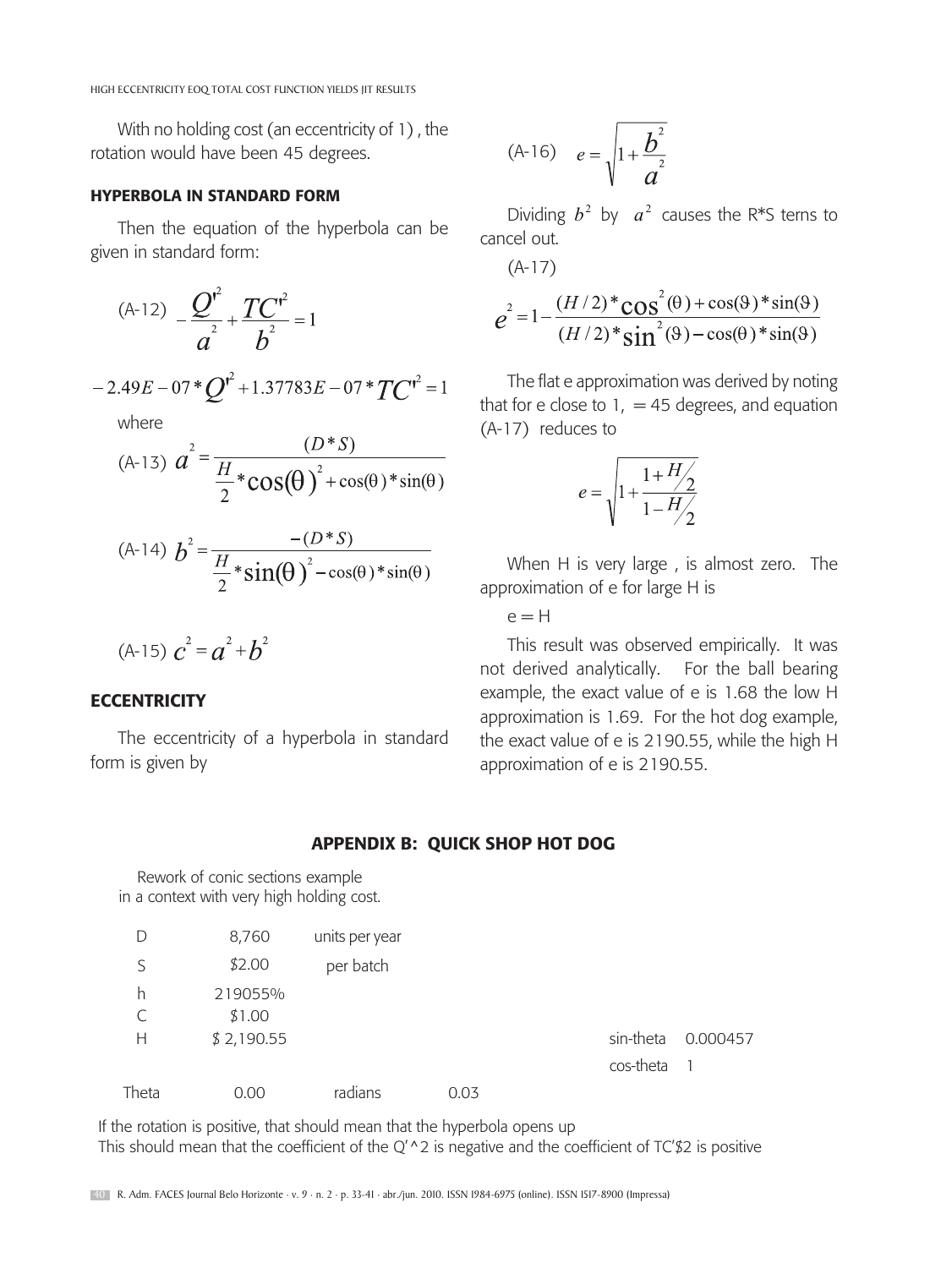With no holding cost (an eccentricity of 1) , the rotation would have been 45 degrees.

### HYPERBOLA IN STANDARD FORM

Then the equation of the hyperbola can be given in standard form:

$$\text{(A-12)} \quad -\frac{Q'^2}{a^2}+\frac{TC'^2}{b^2}=1$$

$$-2.49E-07*Q'^2+1.37783E-07*TC'^2=1$$

where

$$\text{(A-13)} \quad a^2=\frac{(D*S)}{\frac{H}{2}*\cos(\theta)^2+\cos(\theta)*\sin(\theta)}$$

$$\text{(A-14)} \quad b^2=\frac{-(D*S)}{\frac{H}{2}*\sin(\theta)^2-\cos(\theta)*\sin(\theta)}$$

$$\text{(A-15)} \quad c^2=a^2+b^2$$

### ECCENTRICITY

The eccentricity of a hyperbola in standard form is given by

$$\text{(A-16)} \quad e=\sqrt{1+\frac{b^2}{a^2}}$$

Dividing $b^2$ by $a^2$ causes the R*S terns to cancel out.

(A-17)

$$e^2=1-\frac{(H/2)*\cos^2(\theta)+\cos(\vartheta)*\sin(\vartheta)}{(H/2)*\sin^2(\vartheta)-\cos(\theta)*\sin(\vartheta)}$$

The flat e approximation was derived by noting that for e close to 1, = 45 degrees, and equation (A-17) reduces to

$$e=\sqrt{1+\frac{1+H/2}{1-H/2}}$$

When H is very large , is almost zero. The approximation of e for large H is

e = H

This result was observed empirically. It was not derived analytically. For the ball bearing example, the exact value of e is 1.68 the low H approximation is 1.69. For the hot dog example, the exact value of e is 2190.55, while the high H approximation of e is 2190.55.

## APPENDIX B: QUICK SHOP HOT DOG

Rework of conic sections example
in a context with very high holding cost.

| | | | | | |
|---|---|---|---|---|---|
| D | 8,760 | units per year | | | |
| S | $2.00 | per batch | | | |
| h | 219055% | | | | |
| C | $1.00 | | | | |
| H | $ 2,190.55 | | | sin-theta | 0.000457 |
| | | | | cos-theta | 1 |
| Theta | 0.00 | radians | 0.03 | | |

If the rotation is positive, that should mean that the hyperbola opens up
This should mean that the coefficient of the Q'^2 is negative and the coefficient of TC'$2 is positive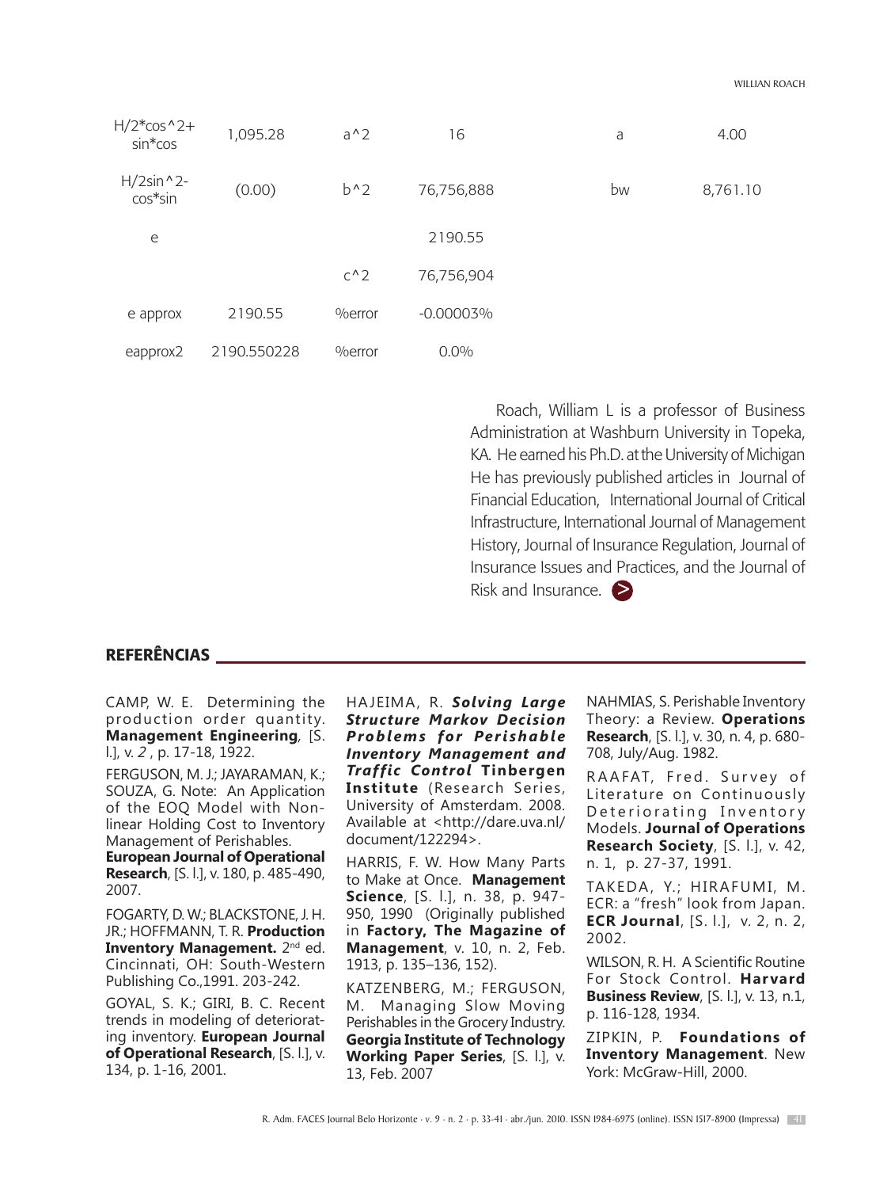| | | | | | |
|---|---|---|---|---|---|
| H/2*cos^2+ sin*cos | 1,095.28 | a^2 | 16 | a | 4.00 |
| H/2sin^2- cos*sin | (0.00) | b^2 | 76,756,888 | bw | 8,761.10 |
| e | | | 2190.55 | | |
| | | c^2 | 76,756,904 | | |
| e approx | 2190.55 | %error | -0.00003% | | |
| eapprox2 | 2190.550228 | %error | 0.0% | | |

Roach, William L is a professor of Business Administration at Washburn University in Topeka, KA. He earned his Ph.D. at the University of Michigan He has previously published articles in Journal of Financial Education, International Journal of Critical Infrastructure, International Journal of Management History, Journal of Insurance Regulation, Journal of Insurance Issues and Practices, and the Journal of Risk and Insurance.

## REFERÊNCIAS

CAMP, W. E. Determining the production order quantity. **Management Engineering**, [S. l.], v. *2* , p. 17-18, 1922.

FERGUSON, M. J.; JAYARAMAN, K.; SOUZA, G. Note: An Application of the EOQ Model with Nonlinear Holding Cost to Inventory Management of Perishables. **European Journal of Operational Research**, [S. l.], v. 180, p. 485-490, 2007.

FOGARTY, D. W.; BLACKSTONE, J. H. JR.; HOFFMANN, T. R. **Production Inventory Management.** 2nd ed. Cincinnati, OH: South-Western Publishing Co.,1991. 203-242.

GOYAL, S. K.; GIRI, B. C. Recent trends in modeling of deteriorating inventory. **European Journal of Operational Research**, [S. l.], v. 134, p. 1-16, 2001.

HAJEIMA, R. ***Solving Large Structure Markov Decision Problems for Perishable Inventory Management and Traffic Control*** **Tinbergen Institute** (Research Series, University of Amsterdam. 2008. Available at <http://dare.uva.nl/document/122294>.

HARRIS, F. W. How Many Parts to Make at Once. **Management Science**, [S. l.], n. 38, p. 947-950, 1990 (Originally published in **Factory, The Magazine of Management**, v. 10, n. 2, Feb. 1913, p. 135–136, 152).

KATZENBERG, M.; FERGUSON, M. Managing Slow Moving Perishables in the Grocery Industry. **Georgia Institute of Technology Working Paper Series**, [S. l.], v. 13, Feb. 2007

NAHMIAS, S. Perishable Inventory Theory: a Review. **Operations Research**, [S. l.], v. 30, n. 4, p. 680-708, July/Aug. 1982.

RAAFAT, Fred. Survey of Literature on Continuously Deteriorating Inventory Models. **Journal of Operations Research Society**, [S. l.], v. 42, n. 1, p. 27-37, 1991.

TAKEDA, Y.; HIRAFUMI, M. ECR: a "fresh" look from Japan. **ECR Journal**, [S. l.], v. 2, n. 2, 2002.

WILSON, R. H. A Scientific Routine For Stock Control. **Harvard Business Review**, [S. l.], v. 13, n.1, p. 116-128, 1934.

ZIPKIN, P. **Foundations of Inventory Management**. New York: McGraw-Hill, 2000.